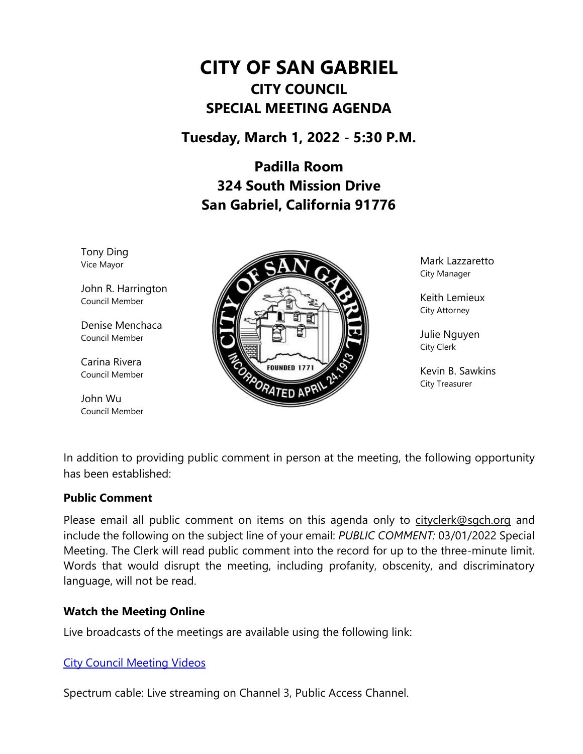# CITY OF SAN GABRIEL

## CITY COUNCIL

## SPECIAL MEETING AGENDA

### Tuesday, March 1, 2022 - 5:30 P.M.

### Padilla Room
### 324 South Mission Drive
### San Gabriel, California 91776

Tony Ding
Vice Mayor

John R. Harrington
Council Member

Denise Menchaca
Council Member

Carina Rivera
Council Member

John Wu
Council Member

Mark Lazzaretto
City Manager

Keith Lemieux
City Attorney

Julie Nguyen
City Clerk

Kevin B. Sawkins
City Treasurer

In addition to providing public comment in person at the meeting, the following opportunity has been established:

**Public Comment**

Please email all public comment on items on this agenda only to cityclerk@sgch.org and include the following on the subject line of your email: *PUBLIC COMMENT:* 03/01/2022 Special Meeting. The Clerk will read public comment into the record for up to the three-minute limit. Words that would disrupt the meeting, including profanity, obscenity, and discriminatory language, will not be read.

**Watch the Meeting Online**

Live broadcasts of the meetings are available using the following link:

City Council Meeting Videos

Spectrum cable: Live streaming on Channel 3, Public Access Channel.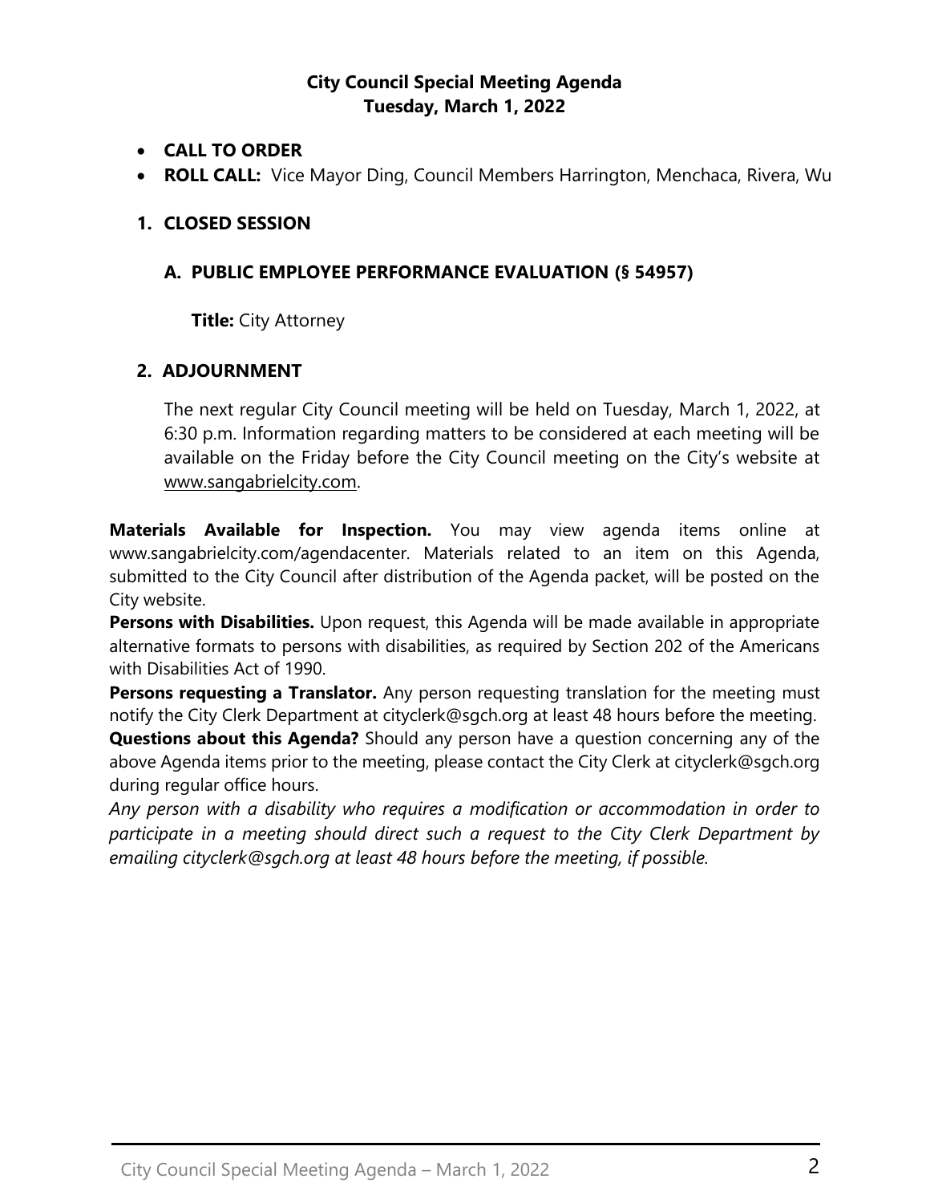**City Council Special Meeting Agenda**
**Tuesday, March 1, 2022**

- **CALL TO ORDER**
- **ROLL CALL:** Vice Mayor Ding, Council Members Harrington, Menchaca, Rivera, Wu

## 1. CLOSED SESSION

### A. PUBLIC EMPLOYEE PERFORMANCE EVALUATION (§ 54957)

**Title:** City Attorney

## 2. ADJOURNMENT

The next regular City Council meeting will be held on Tuesday, March 1, 2022, at 6:30 p.m. Information regarding matters to be considered at each meeting will be available on the Friday before the City Council meeting on the City's website at www.sangabrielcity.com.

**Materials Available for Inspection.** You may view agenda items online at www.sangabrielcity.com/agendacenter. Materials related to an item on this Agenda, submitted to the City Council after distribution of the Agenda packet, will be posted on the City website.

**Persons with Disabilities.** Upon request, this Agenda will be made available in appropriate alternative formats to persons with disabilities, as required by Section 202 of the Americans with Disabilities Act of 1990.

**Persons requesting a Translator.** Any person requesting translation for the meeting must notify the City Clerk Department at cityclerk@sgch.org at least 48 hours before the meeting.

**Questions about this Agenda?** Should any person have a question concerning any of the above Agenda items prior to the meeting, please contact the City Clerk at cityclerk@sgch.org during regular office hours.

*Any person with a disability who requires a modification or accommodation in order to participate in a meeting should direct such a request to the City Clerk Department by emailing cityclerk@sgch.org at least 48 hours before the meeting, if possible.*